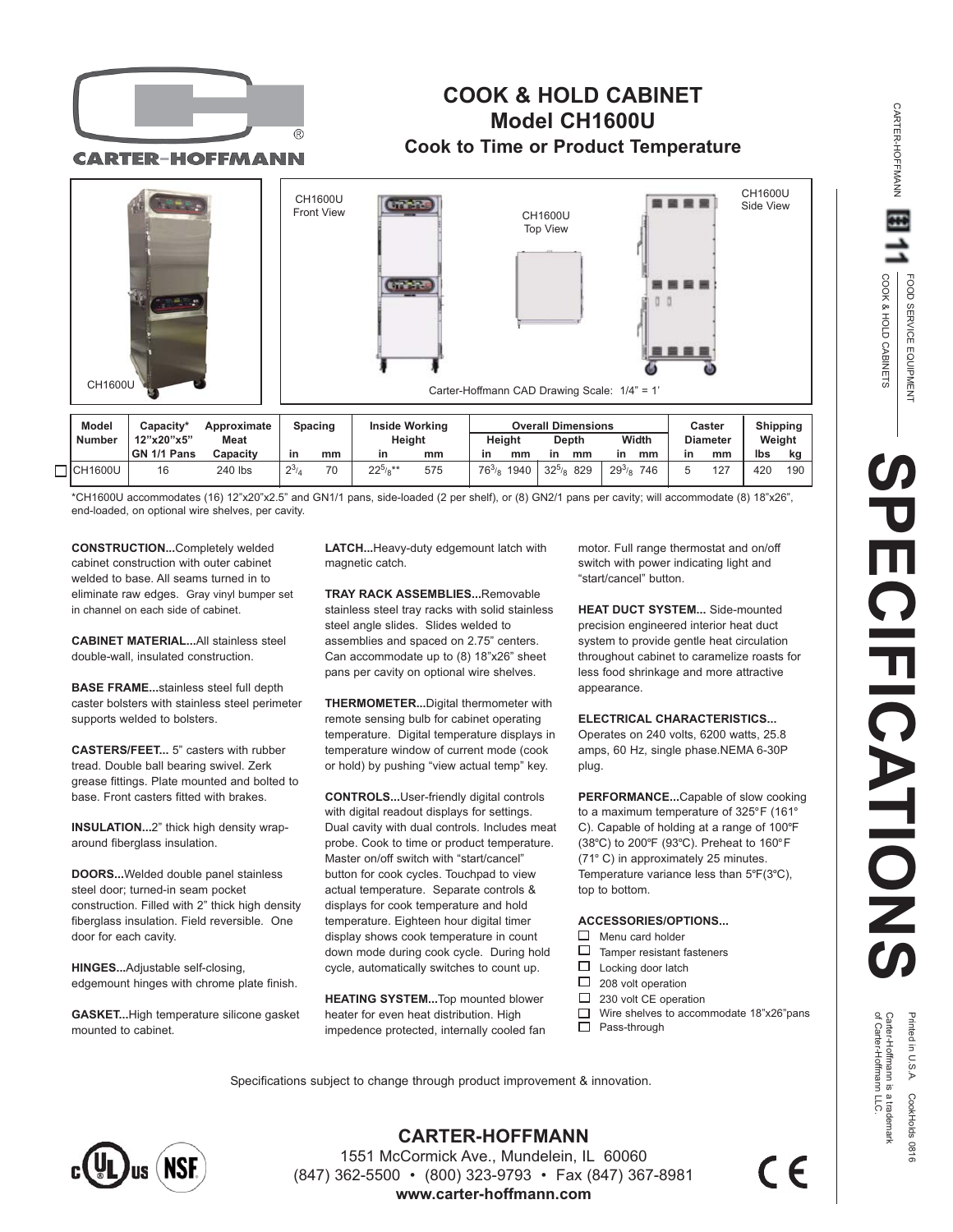# COOK & HOLD CABINET
## Model CH1600U
### Cook to Time or Product Temperature

CH1600U

CH1600U Front View

CH1600U Top View

CH1600U Side View

Carter-Hoffmann CAD Drawing Scale: 1/4" = 1'

| Model Number | Capacity* 12"x20"x5" GN 1/1 Pans | Approximate Meat Capacity | Spacing | | Inside Working Height | | Overall Dimensions | | | | | | Caster Diameter | | Shipping Weight | |
|---|---|---|---|---|---|---|---|---|---|---|---|---|---|---|---|---|
| | | | | | | | Height | | Depth | | Width | | | | | |
| | | | in | mm | in | mm | in | mm | in | mm | in | mm | in | mm | lbs | kg |
| ☐ CH1600U | 16 | 240 lbs | $2^{3}/_{4}$ | 70 | $22^{5}/_{8}$** | 575 | $76^{3}/_{8}$ | 1940 | $32^{5}/_{8}$ | 829 | $29^{3}/_{8}$ | 746 | 5 | 127 | 420 | 190 |

*CH1600U accommodates (16) 12"x20"x2.5" and GN1/1 pans, side-loaded (2 per shelf), or (8) GN2/1 pans per cavity; will accommodate (8) 18"x26", end-loaded, on optional wire shelves, per cavity.

**CONSTRUCTION...**Completely welded cabinet construction with outer cabinet welded to base. All seams turned in to eliminate raw edges. Gray vinyl bumper set in channel on each side of cabinet.

**CABINET MATERIAL...**All stainless steel double-wall, insulated construction.

**BASE FRAME...**stainless steel full depth caster bolsters with stainless steel perimeter supports welded to bolsters.

**CASTERS/FEET...** 5" casters with rubber tread. Double ball bearing swivel. Zerk grease fittings. Plate mounted and bolted to base. Front casters fitted with brakes.

**INSULATION...**2" thick high density wrap-around fiberglass insulation.

**DOORS...**Welded double panel stainless steel door; turned-in seam pocket construction. Filled with 2" thick high density fiberglass insulation. Field reversible. One door for each cavity.

**HINGES...**Adjustable self-closing, edgemount hinges with chrome plate finish.

**GASKET...**High temperature silicone gasket mounted to cabinet.

**LATCH...**Heavy-duty edgemount latch with magnetic catch.

**TRAY RACK ASSEMBLIES...**Removable stainless steel tray racks with solid stainless steel angle slides. Slides welded to assemblies and spaced on 2.75" centers. Can accommodate up to (8) 18"x26" sheet pans per cavity on optional wire shelves.

**THERMOMETER...**Digital thermometer with remote sensing bulb for cabinet operating temperature. Digital temperature displays in temperature window of current mode (cook or hold) by pushing "view actual temp" key.

**CONTROLS...**User-friendly digital controls with digital readout displays for settings. Dual cavity with dual controls. Includes meat probe. Cook to time or product temperature. Master on/off switch with "start/cancel" button for cook cycles. Touchpad to view actual temperature. Separate controls & displays for cook temperature and hold temperature. Eighteen hour digital timer display shows cook temperature in count down mode during cook cycle. During hold cycle, automatically switches to count up.

**HEATING SYSTEM...**Top mounted blower heater for even heat distribution. High impedence protected, internally cooled fan motor. Full range thermostat and on/off switch with power indicating light and "start/cancel" button.

**HEAT DUCT SYSTEM...** Side-mounted precision engineered interior heat duct system to provide gentle heat circulation throughout cabinet to caramelize roasts for less food shrinkage and more attractive appearance.

**ELECTRICAL CHARACTERISTICS...** Operates on 240 volts, 6200 watts, 25.8 amps, 60 Hz, single phase.NEMA 6-30P plug.

**PERFORMANCE...**Capable of slow cooking to a maximum temperature of 325°F (161° C). Capable of holding at a range of 100ºF (38ºC) to 200ºF (93ºC). Preheat to 160°F (71° C) in approximately 25 minutes. Temperature variance less than 5ºF(3ºC), top to bottom.

**ACCESSORIES/OPTIONS...**

- ☐ Menu card holder
- ☐ Tamper resistant fasteners
- ☐ Locking door latch
- ☐ 208 volt operation
- ☐ 230 volt CE operation
- ☐ Wire shelves to accommodate 18"x26"pans
- ☐ Pass-through

Specifications subject to change through product improvement & innovation.

**CARTER-HOFFMANN**
1551 McCormick Ave., Mundelein, IL 60060
(847) 362-5500 • (800) 323-9793 • Fax (847) 367-8981
**www.carter-hoffmann.com**

CARTER-HOFFMANN 11 FOOD SERVICE EQUIPMENT — COOK & HOLD CABINETS

# SPECIFICATIONS

Printed in U.S.A. CookHolds 0816
Carter-Hoffmann is a trademark of Carter-Hoffmann LLC.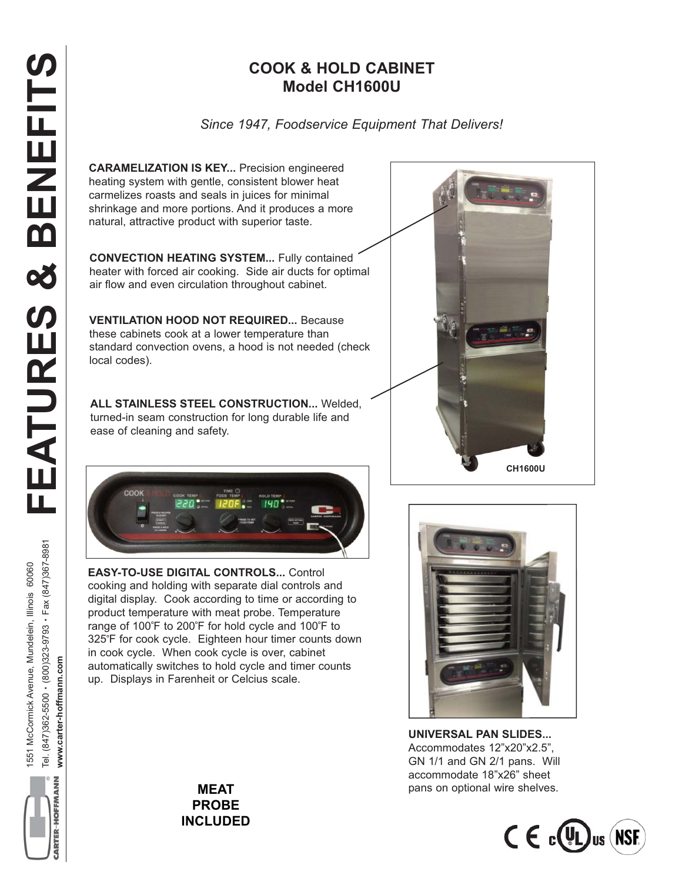# FEATURES & BENEFITS

## COOK & HOLD CABINET
## Model CH1600U

*Since 1947, Foodservice Equipment That Delivers!*

**CARAMELIZATION IS KEY...** Precision engineered heating system with gentle, consistent blower heat carmelizes roasts and seals in juices for minimal shrinkage and more portions. And it produces a more natural, attractive product with superior taste.

**CONVECTION HEATING SYSTEM...** Fully contained heater with forced air cooking. Side air ducts for optimal air flow and even circulation throughout cabinet.

**VENTILATION HOOD NOT REQUIRED...** Because these cabinets cook at a lower temperature than standard convection ovens, a hood is not needed (check local codes).

**ALL STAINLESS STEEL CONSTRUCTION...** Welded, turned-in seam construction for long durable life and ease of cleaning and safety.

CH1600U

**EASY-TO-USE DIGITAL CONTROLS...** Control cooking and holding with separate dial controls and digital display. Cook according to time or according to product temperature with meat probe. Temperature range of 100˚F to 200˚F for hold cycle and 100˚F to 325˚F for cook cycle. Eighteen hour timer counts down in cook cycle. When cook cycle is over, cabinet automatically switches to hold cycle and timer counts up. Displays in Farenheit or Celcius scale.

**UNIVERSAL PAN SLIDES...** Accommodates 12"x20"x2.5", GN 1/1 and GN 2/1 pans. Will accommodate 18"x26" sheet pans on optional wire shelves.

**MEAT PROBE INCLUDED**

1551 McCormick Avenue, Mundelein, Illinois 60060
Tel. (847)362-5500 • (800)323-9793 • Fax (847)367-8981
**www.carter-hoffmann.com**